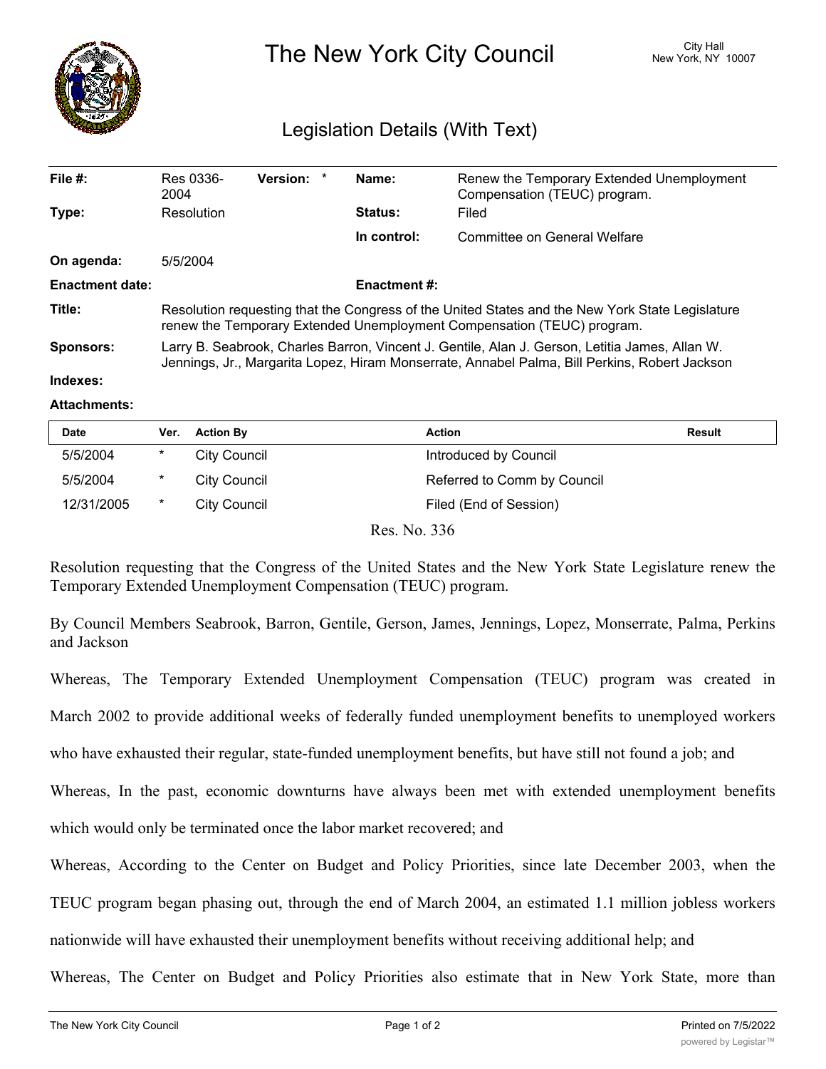# The New York City Council

City Hall
New York, NY 10007

## Legislation Details (With Text)

| | | | |
|---|---|---|---|
| **File #:** | Res 0336-2004 **Version:** * | **Name:** | Renew the Temporary Extended Unemployment Compensation (TEUC) program. |
| **Type:** | Resolution | **Status:** | Filed |
| | | **In control:** | Committee on General Welfare |
| **On agenda:** | 5/5/2004 | | |
| **Enactment date:** | | **Enactment #:** | |

**Title:** Resolution requesting that the Congress of the United States and the New York State Legislature renew the Temporary Extended Unemployment Compensation (TEUC) program.

**Sponsors:** Larry B. Seabrook, Charles Barron, Vincent J. Gentile, Alan J. Gerson, Letitia James, Allan W. Jennings, Jr., Margarita Lopez, Hiram Monserrate, Annabel Palma, Bill Perkins, Robert Jackson

**Indexes:**

**Attachments:**

| Date | Ver. | Action By | Action | Result |
|---|---|---|---|---|
| 5/5/2004 | * | City Council | Introduced by Council | |
| 5/5/2004 | * | City Council | Referred to Comm by Council | |
| 12/31/2005 | * | City Council | Filed (End of Session) | |

Res. No. 336

Resolution requesting that the Congress of the United States and the New York State Legislature renew the Temporary Extended Unemployment Compensation (TEUC) program.

By Council Members Seabrook, Barron, Gentile, Gerson, James, Jennings, Lopez, Monserrate, Palma, Perkins and Jackson

Whereas, The Temporary Extended Unemployment Compensation (TEUC) program was created in March 2002 to provide additional weeks of federally funded unemployment benefits to unemployed workers who have exhausted their regular, state-funded unemployment benefits, but have still not found a job; and

Whereas, In the past, economic downturns have always been met with extended unemployment benefits which would only be terminated once the labor market recovered; and

Whereas, According to the Center on Budget and Policy Priorities, since late December 2003, when the TEUC program began phasing out, through the end of March 2004, an estimated 1.1 million jobless workers nationwide will have exhausted their unemployment benefits without receiving additional help; and

Whereas, The Center on Budget and Policy Priorities also estimate that in New York State, more than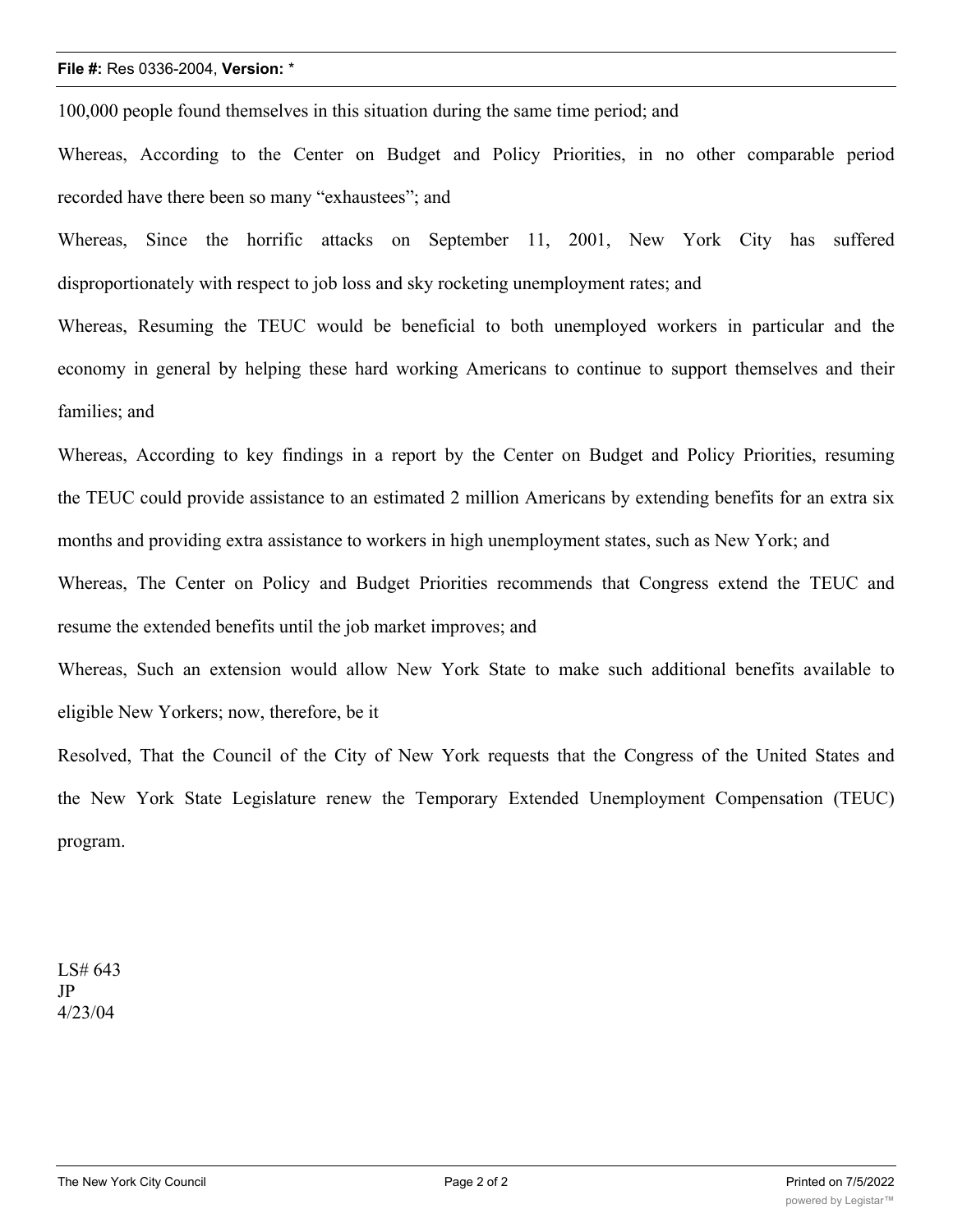100,000 people found themselves in this situation during the same time period; and

Whereas, According to the Center on Budget and Policy Priorities, in no other comparable period recorded have there been so many "exhaustees"; and

Whereas, Since the horrific attacks on September 11, 2001, New York City has suffered disproportionately with respect to job loss and sky rocketing unemployment rates; and

Whereas, Resuming the TEUC would be beneficial to both unemployed workers in particular and the economy in general by helping these hard working Americans to continue to support themselves and their families; and

Whereas, According to key findings in a report by the Center on Budget and Policy Priorities, resuming the TEUC could provide assistance to an estimated 2 million Americans by extending benefits for an extra six months and providing extra assistance to workers in high unemployment states, such as New York; and

Whereas, The Center on Policy and Budget Priorities recommends that Congress extend the TEUC and resume the extended benefits until the job market improves; and

Whereas, Such an extension would allow New York State to make such additional benefits available to eligible New Yorkers; now, therefore, be it

Resolved, That the Council of the City of New York requests that the Congress of the United States and the New York State Legislature renew the Temporary Extended Unemployment Compensation (TEUC) program.

LS# 643
JP
4/23/04